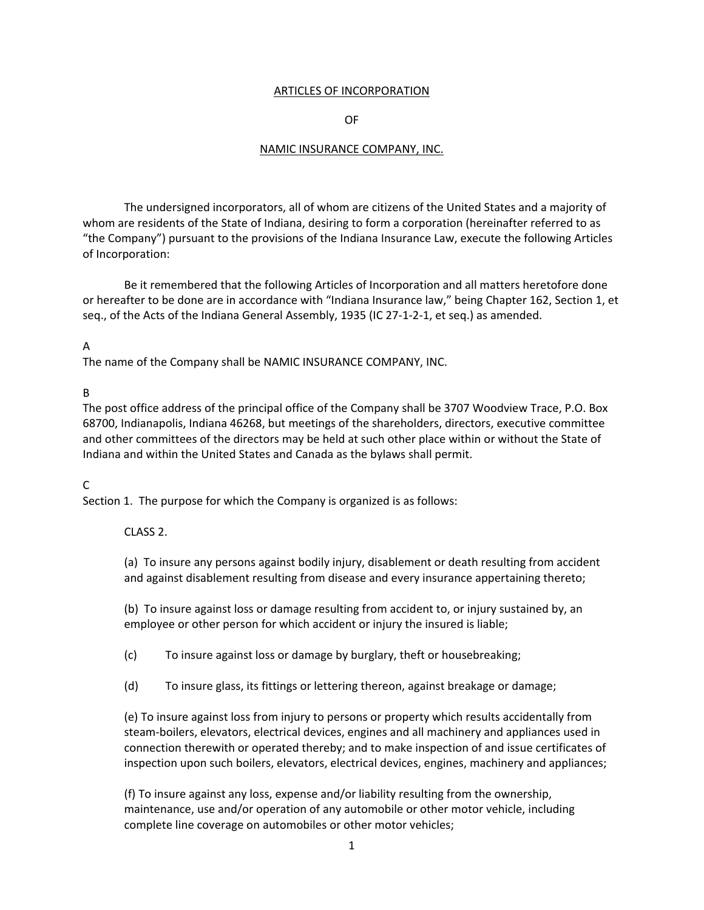# ARTICLES OF INCORPORATION

## OF

## NAMIC INSURANCE COMPANY, INC.

The undersigned incorporators, all of whom are citizens of the United States and a majority of whom are residents of the State of Indiana, desiring to form a corporation (hereinafter referred to as "the Company") pursuant to the provisions of the Indiana Insurance Law, execute the following Articles of Incorporation:

Be it remembered that the following Articles of Incorporation and all matters heretofore done or hereafter to be done are in accordance with "Indiana Insurance law," being Chapter 162, Section 1, et seq., of the Acts of the Indiana General Assembly, 1935 (IC 27-1-2-1, et seq.) as amended.

A

The name of the Company shall be NAMIC INSURANCE COMPANY, INC.

B

The post office address of the principal office of the Company shall be 3707 Woodview Trace, P.O. Box 68700, Indianapolis, Indiana 46268, but meetings of the shareholders, directors, executive committee and other committees of the directors may be held at such other place within or without the State of Indiana and within the United States and Canada as the bylaws shall permit.

C

Section 1. The purpose for which the Company is organized is as follows:

CLASS 2.

(a) To insure any persons against bodily injury, disablement or death resulting from accident and against disablement resulting from disease and every insurance appertaining thereto;

(b) To insure against loss or damage resulting from accident to, or injury sustained by, an employee or other person for which accident or injury the insured is liable;

(c) To insure against loss or damage by burglary, theft or housebreaking;

(d) To insure glass, its fittings or lettering thereon, against breakage or damage;

(e) To insure against loss from injury to persons or property which results accidentally from steam-boilers, elevators, electrical devices, engines and all machinery and appliances used in connection therewith or operated thereby; and to make inspection of and issue certificates of inspection upon such boilers, elevators, electrical devices, engines, machinery and appliances;

(f) To insure against any loss, expense and/or liability resulting from the ownership, maintenance, use and/or operation of any automobile or other motor vehicle, including complete line coverage on automobiles or other motor vehicles;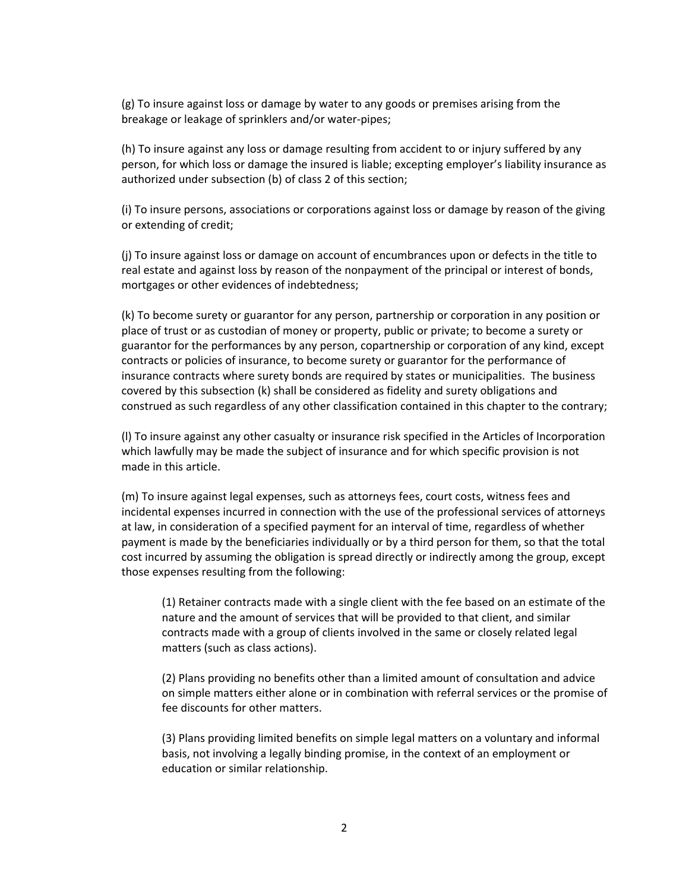(g) To insure against loss or damage by water to any goods or premises arising from the breakage or leakage of sprinklers and/or water-pipes;

(h) To insure against any loss or damage resulting from accident to or injury suffered by any person, for which loss or damage the insured is liable; excepting employer's liability insurance as authorized under subsection (b) of class 2 of this section;

(i) To insure persons, associations or corporations against loss or damage by reason of the giving or extending of credit;

(j) To insure against loss or damage on account of encumbrances upon or defects in the title to real estate and against loss by reason of the nonpayment of the principal or interest of bonds, mortgages or other evidences of indebtedness;

(k) To become surety or guarantor for any person, partnership or corporation in any position or place of trust or as custodian of money or property, public or private; to become a surety or guarantor for the performances by any person, copartnership or corporation of any kind, except contracts or policies of insurance, to become surety or guarantor for the performance of insurance contracts where surety bonds are required by states or municipalities. The business covered by this subsection (k) shall be considered as fidelity and surety obligations and construed as such regardless of any other classification contained in this chapter to the contrary;

(l) To insure against any other casualty or insurance risk specified in the Articles of Incorporation which lawfully may be made the subject of insurance and for which specific provision is not made in this article.

(m) To insure against legal expenses, such as attorneys fees, court costs, witness fees and incidental expenses incurred in connection with the use of the professional services of attorneys at law, in consideration of a specified payment for an interval of time, regardless of whether payment is made by the beneficiaries individually or by a third person for them, so that the total cost incurred by assuming the obligation is spread directly or indirectly among the group, except those expenses resulting from the following:

> (1) Retainer contracts made with a single client with the fee based on an estimate of the nature and the amount of services that will be provided to that client, and similar contracts made with a group of clients involved in the same or closely related legal matters (such as class actions).
>
> (2) Plans providing no benefits other than a limited amount of consultation and advice on simple matters either alone or in combination with referral services or the promise of fee discounts for other matters.
>
> (3) Plans providing limited benefits on simple legal matters on a voluntary and informal basis, not involving a legally binding promise, in the context of an employment or education or similar relationship.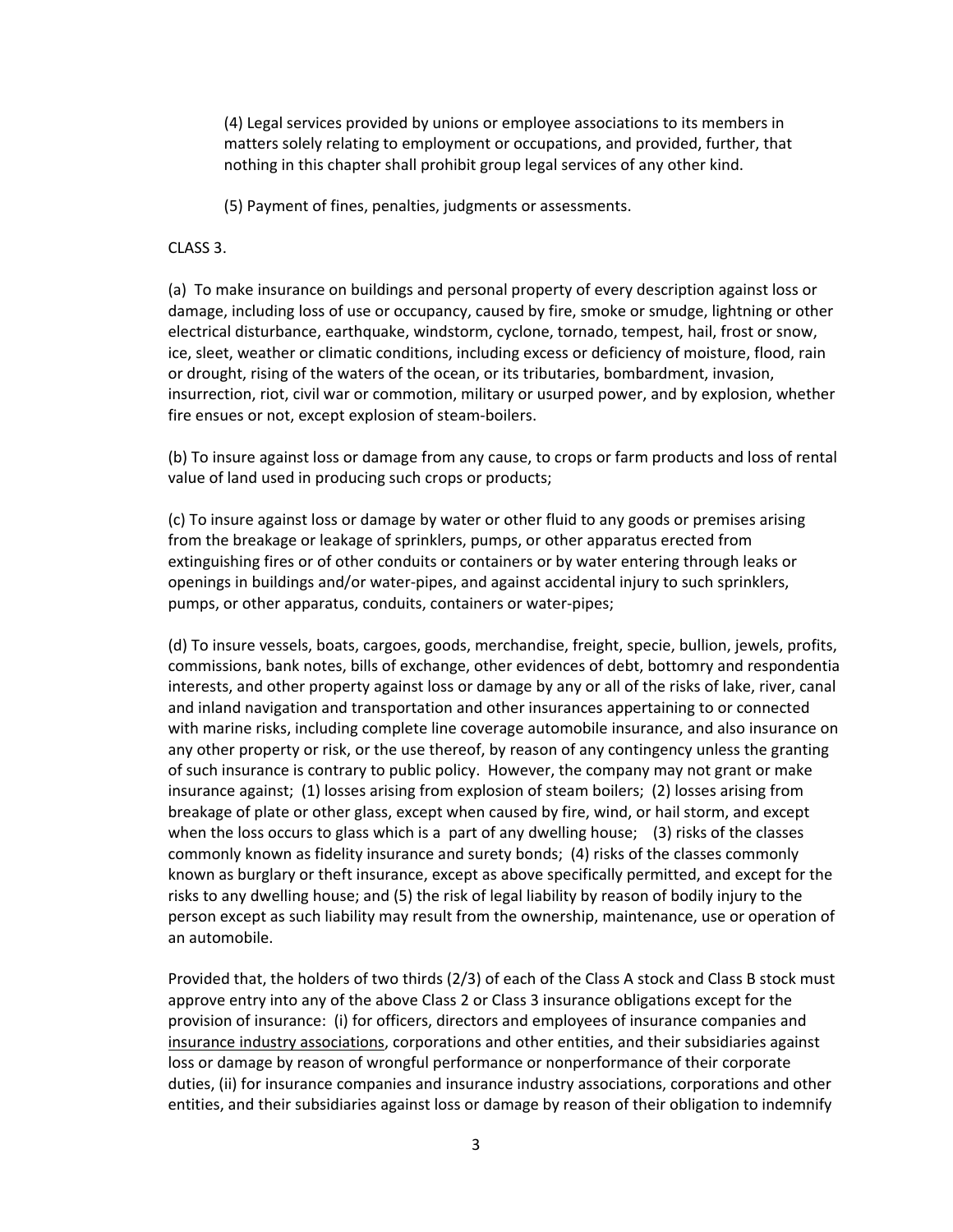(4) Legal services provided by unions or employee associations to its members in matters solely relating to employment or occupations, and provided, further, that nothing in this chapter shall prohibit group legal services of any other kind.

(5) Payment of fines, penalties, judgments or assessments.

CLASS 3.

(a) To make insurance on buildings and personal property of every description against loss or damage, including loss of use or occupancy, caused by fire, smoke or smudge, lightning or other electrical disturbance, earthquake, windstorm, cyclone, tornado, tempest, hail, frost or snow, ice, sleet, weather or climatic conditions, including excess or deficiency of moisture, flood, rain or drought, rising of the waters of the ocean, or its tributaries, bombardment, invasion, insurrection, riot, civil war or commotion, military or usurped power, and by explosion, whether fire ensues or not, except explosion of steam-boilers.

(b) To insure against loss or damage from any cause, to crops or farm products and loss of rental value of land used in producing such crops or products;

(c) To insure against loss or damage by water or other fluid to any goods or premises arising from the breakage or leakage of sprinklers, pumps, or other apparatus erected from extinguishing fires or of other conduits or containers or by water entering through leaks or openings in buildings and/or water-pipes, and against accidental injury to such sprinklers, pumps, or other apparatus, conduits, containers or water-pipes;

(d) To insure vessels, boats, cargoes, goods, merchandise, freight, specie, bullion, jewels, profits, commissions, bank notes, bills of exchange, other evidences of debt, bottomry and respondentia interests, and other property against loss or damage by any or all of the risks of lake, river, canal and inland navigation and transportation and other insurances appertaining to or connected with marine risks, including complete line coverage automobile insurance, and also insurance on any other property or risk, or the use thereof, by reason of any contingency unless the granting of such insurance is contrary to public policy. However, the company may not grant or make insurance against; (1) losses arising from explosion of steam boilers; (2) losses arising from breakage of plate or other glass, except when caused by fire, wind, or hail storm, and except when the loss occurs to glass which is a part of any dwelling house; (3) risks of the classes commonly known as fidelity insurance and surety bonds; (4) risks of the classes commonly known as burglary or theft insurance, except as above specifically permitted, and except for the risks to any dwelling house; and (5) the risk of legal liability by reason of bodily injury to the person except as such liability may result from the ownership, maintenance, use or operation of an automobile.

Provided that, the holders of two thirds (2/3) of each of the Class A stock and Class B stock must approve entry into any of the above Class 2 or Class 3 insurance obligations except for the provision of insurance: (i) for officers, directors and employees of insurance companies and <u>insurance industry associations</u>, corporations and other entities, and their subsidiaries against loss or damage by reason of wrongful performance or nonperformance of their corporate duties, (ii) for insurance companies and insurance industry associations, corporations and other entities, and their subsidiaries against loss or damage by reason of their obligation to indemnify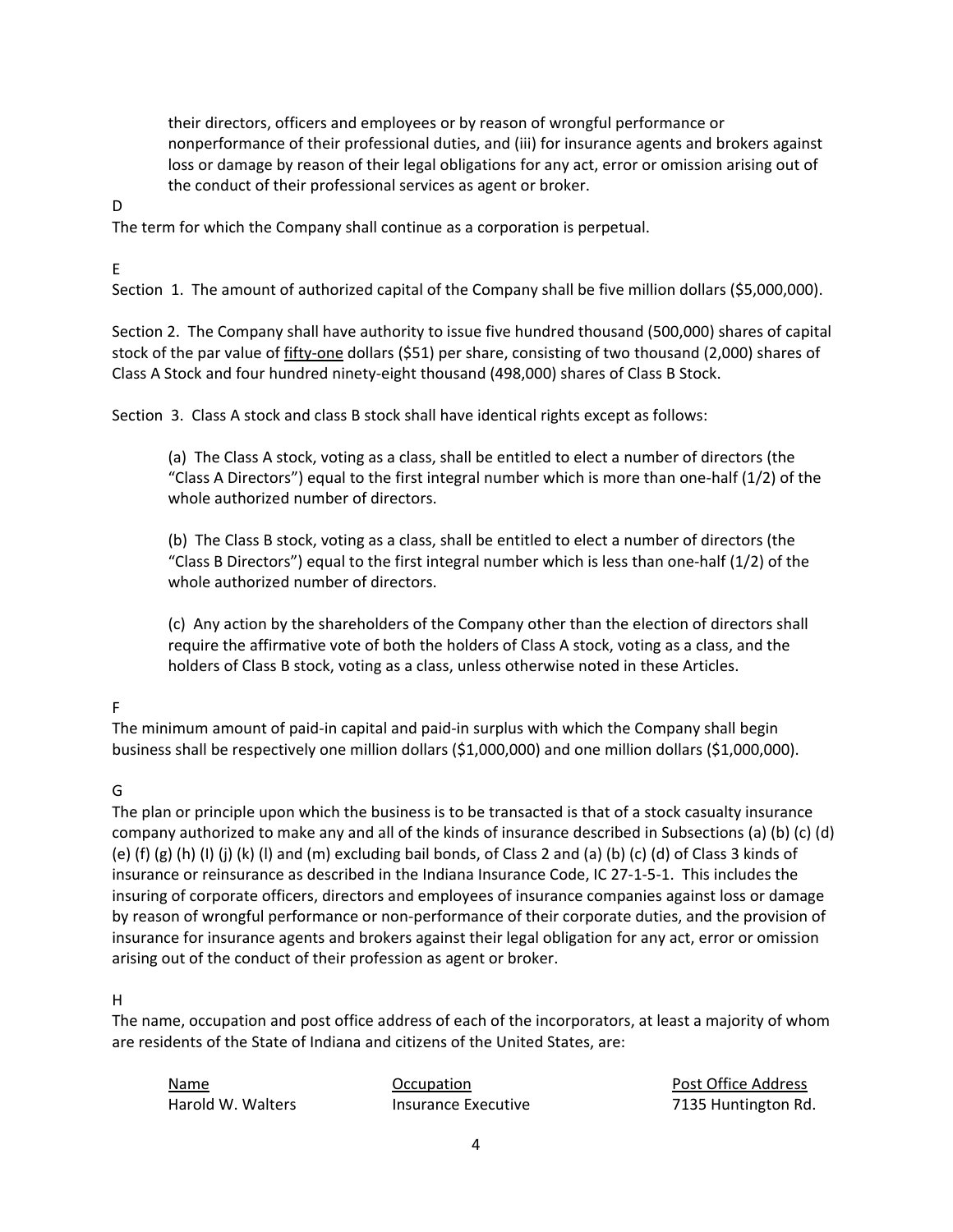their directors, officers and employees or by reason of wrongful performance or nonperformance of their professional duties, and (iii) for insurance agents and brokers against loss or damage by reason of their legal obligations for any act, error or omission arising out of the conduct of their professional services as agent or broker.

D

The term for which the Company shall continue as a corporation is perpetual.

E

Section 1. The amount of authorized capital of the Company shall be five million dollars ($5,000,000).

Section 2. The Company shall have authority to issue five hundred thousand (500,000) shares of capital stock of the par value of <u>fifty-one</u> dollars ($51) per share, consisting of two thousand (2,000) shares of Class A Stock and four hundred ninety-eight thousand (498,000) shares of Class B Stock.

Section 3. Class A stock and class B stock shall have identical rights except as follows:

> (a) The Class A stock, voting as a class, shall be entitled to elect a number of directors (the "Class A Directors") equal to the first integral number which is more than one-half (1/2) of the whole authorized number of directors.
>
> (b) The Class B stock, voting as a class, shall be entitled to elect a number of directors (the "Class B Directors") equal to the first integral number which is less than one-half (1/2) of the whole authorized number of directors.
>
> (c) Any action by the shareholders of the Company other than the election of directors shall require the affirmative vote of both the holders of Class A stock, voting as a class, and the holders of Class B stock, voting as a class, unless otherwise noted in these Articles.

F

The minimum amount of paid-in capital and paid-in surplus with which the Company shall begin business shall be respectively one million dollars ($1,000,000) and one million dollars ($1,000,000).

G

The plan or principle upon which the business is to be transacted is that of a stock casualty insurance company authorized to make any and all of the kinds of insurance described in Subsections (a) (b) (c) (d) (e) (f) (g) (h) (I) (j) (k) (l) and (m) excluding bail bonds, of Class 2 and (a) (b) (c) (d) of Class 3 kinds of insurance or reinsurance as described in the Indiana Insurance Code, IC 27-1-5-1. This includes the insuring of corporate officers, directors and employees of insurance companies against loss or damage by reason of wrongful performance or non-performance of their corporate duties, and the provision of insurance for insurance agents and brokers against their legal obligation for any act, error or omission arising out of the conduct of their profession as agent or broker.

H

The name, occupation and post office address of each of the incorporators, at least a majority of whom are residents of the State of Indiana and citizens of the United States, are:

| Name | Occupation | Post Office Address |
|---|---|---|
| Harold W. Walters | Insurance Executive | 7135 Huntington Rd. |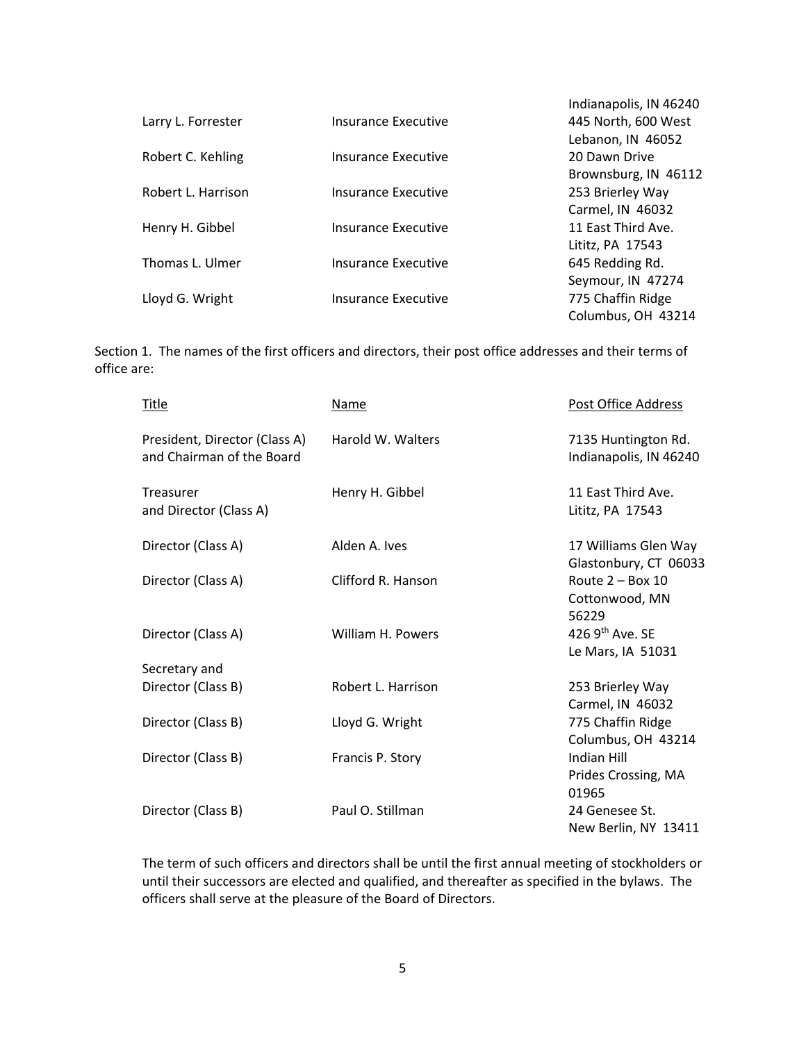| | | |
|---|---|---|
| | | Indianapolis, IN 46240 |
| Larry L. Forrester | Insurance Executive | 445 North, 600 West<br>Lebanon, IN 46052 |
| Robert C. Kehling | Insurance Executive | 20 Dawn Drive<br>Brownsburg, IN 46112 |
| Robert L. Harrison | Insurance Executive | 253 Brierley Way<br>Carmel, IN 46032 |
| Henry H. Gibbel | Insurance Executive | 11 East Third Ave.<br>Lititz, PA 17543 |
| Thomas L. Ulmer | Insurance Executive | 645 Redding Rd.<br>Seymour, IN 47274 |
| Lloyd G. Wright | Insurance Executive | 775 Chaffin Ridge<br>Columbus, OH 43214 |

Section 1. The names of the first officers and directors, their post office addresses and their terms of office are:

| Title | Name | Post Office Address |
|---|---|---|
| President, Director (Class A) and Chairman of the Board | Harold W. Walters | 7135 Huntington Rd.<br>Indianapolis, IN 46240 |
| Treasurer and Director (Class A) | Henry H. Gibbel | 11 East Third Ave.<br>Lititz, PA 17543 |
| Director (Class A) | Alden A. Ives | 17 Williams Glen Way<br>Glastonbury, CT 06033 |
| Director (Class A) | Clifford R. Hanson | Route 2 – Box 10<br>Cottonwood, MN 56229 |
| Director (Class A) | William H. Powers | 426 9th Ave. SE<br>Le Mars, IA 51031 |
| Secretary and Director (Class B) | Robert L. Harrison | 253 Brierley Way<br>Carmel, IN 46032 |
| Director (Class B) | Lloyd G. Wright | 775 Chaffin Ridge<br>Columbus, OH 43214 |
| Director (Class B) | Francis P. Story | Indian Hill<br>Prides Crossing, MA 01965 |
| Director (Class B) | Paul O. Stillman | 24 Genesee St.<br>New Berlin, NY 13411 |

The term of such officers and directors shall be until the first annual meeting of stockholders or until their successors are elected and qualified, and thereafter as specified in the bylaws. The officers shall serve at the pleasure of the Board of Directors.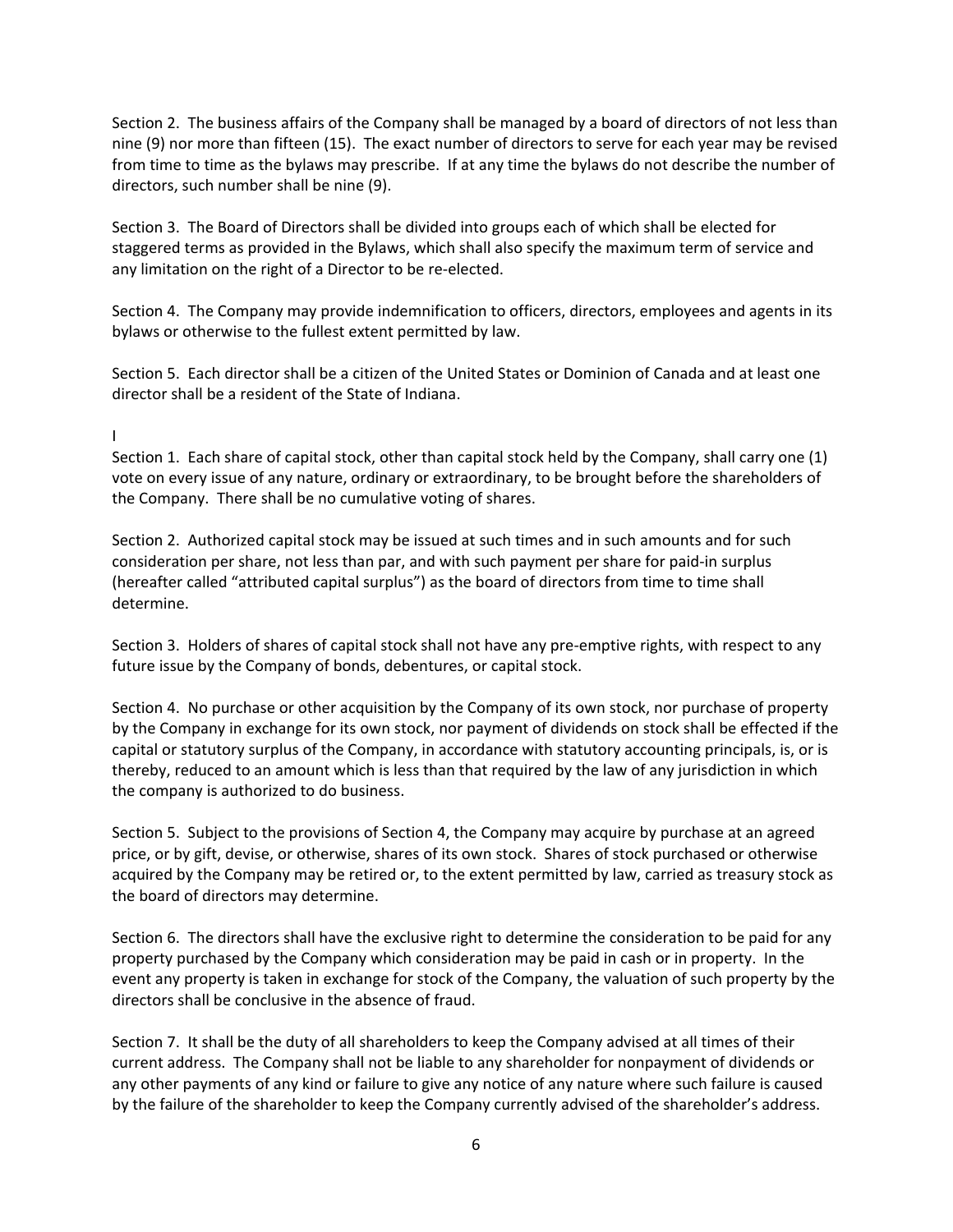Section 2. The business affairs of the Company shall be managed by a board of directors of not less than nine (9) nor more than fifteen (15). The exact number of directors to serve for each year may be revised from time to time as the bylaws may prescribe. If at any time the bylaws do not describe the number of directors, such number shall be nine (9).

Section 3. The Board of Directors shall be divided into groups each of which shall be elected for staggered terms as provided in the Bylaws, which shall also specify the maximum term of service and any limitation on the right of a Director to be re-elected.

Section 4. The Company may provide indemnification to officers, directors, employees and agents in its bylaws or otherwise to the fullest extent permitted by law.

Section 5. Each director shall be a citizen of the United States or Dominion of Canada and at least one director shall be a resident of the State of Indiana.

I

Section 1. Each share of capital stock, other than capital stock held by the Company, shall carry one (1) vote on every issue of any nature, ordinary or extraordinary, to be brought before the shareholders of the Company. There shall be no cumulative voting of shares.

Section 2. Authorized capital stock may be issued at such times and in such amounts and for such consideration per share, not less than par, and with such payment per share for paid-in surplus (hereafter called "attributed capital surplus") as the board of directors from time to time shall determine.

Section 3. Holders of shares of capital stock shall not have any pre-emptive rights, with respect to any future issue by the Company of bonds, debentures, or capital stock.

Section 4. No purchase or other acquisition by the Company of its own stock, nor purchase of property by the Company in exchange for its own stock, nor payment of dividends on stock shall be effected if the capital or statutory surplus of the Company, in accordance with statutory accounting principals, is, or is thereby, reduced to an amount which is less than that required by the law of any jurisdiction in which the company is authorized to do business.

Section 5. Subject to the provisions of Section 4, the Company may acquire by purchase at an agreed price, or by gift, devise, or otherwise, shares of its own stock. Shares of stock purchased or otherwise acquired by the Company may be retired or, to the extent permitted by law, carried as treasury stock as the board of directors may determine.

Section 6. The directors shall have the exclusive right to determine the consideration to be paid for any property purchased by the Company which consideration may be paid in cash or in property. In the event any property is taken in exchange for stock of the Company, the valuation of such property by the directors shall be conclusive in the absence of fraud.

Section 7. It shall be the duty of all shareholders to keep the Company advised at all times of their current address. The Company shall not be liable to any shareholder for nonpayment of dividends or any other payments of any kind or failure to give any notice of any nature where such failure is caused by the failure of the shareholder to keep the Company currently advised of the shareholder's address.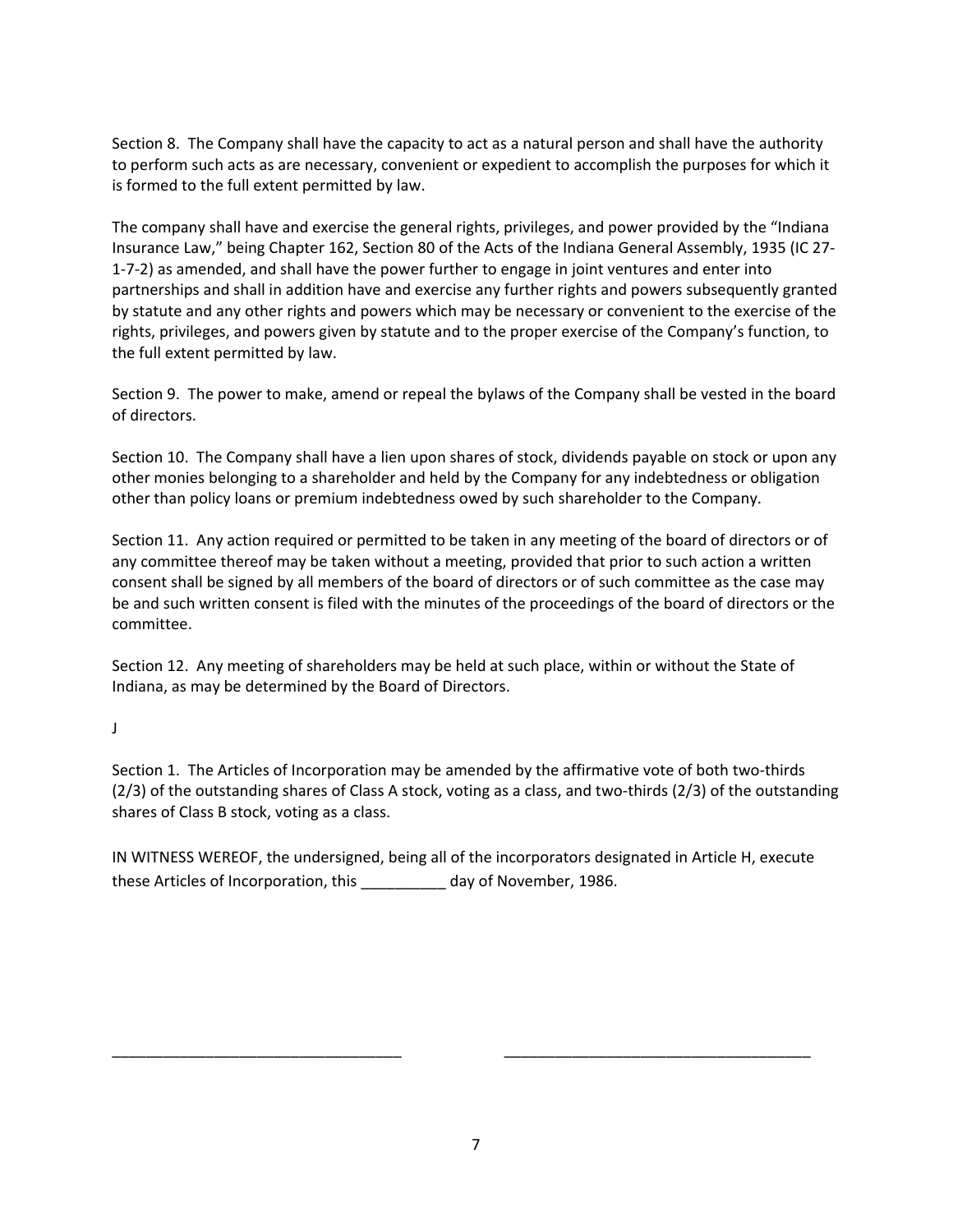Section 8. The Company shall have the capacity to act as a natural person and shall have the authority to perform such acts as are necessary, convenient or expedient to accomplish the purposes for which it is formed to the full extent permitted by law.

The company shall have and exercise the general rights, privileges, and power provided by the "Indiana Insurance Law," being Chapter 162, Section 80 of the Acts of the Indiana General Assembly, 1935 (IC 27-1-7-2) as amended, and shall have the power further to engage in joint ventures and enter into partnerships and shall in addition have and exercise any further rights and powers subsequently granted by statute and any other rights and powers which may be necessary or convenient to the exercise of the rights, privileges, and powers given by statute and to the proper exercise of the Company's function, to the full extent permitted by law.

Section 9. The power to make, amend or repeal the bylaws of the Company shall be vested in the board of directors.

Section 10. The Company shall have a lien upon shares of stock, dividends payable on stock or upon any other monies belonging to a shareholder and held by the Company for any indebtedness or obligation other than policy loans or premium indebtedness owed by such shareholder to the Company.

Section 11. Any action required or permitted to be taken in any meeting of the board of directors or of any committee thereof may be taken without a meeting, provided that prior to such action a written consent shall be signed by all members of the board of directors or of such committee as the case may be and such written consent is filed with the minutes of the proceedings of the board of directors or the committee.

Section 12. Any meeting of shareholders may be held at such place, within or without the State of Indiana, as may be determined by the Board of Directors.

J

Section 1. The Articles of Incorporation may be amended by the affirmative vote of both two-thirds (2/3) of the outstanding shares of Class A stock, voting as a class, and two-thirds (2/3) of the outstanding shares of Class B stock, voting as a class.

IN WITNESS WEREOF, the undersigned, being all of the incorporators designated in Article H, execute these Articles of Incorporation, this __________ day of November, 1986.

___________________________________ ______________________________________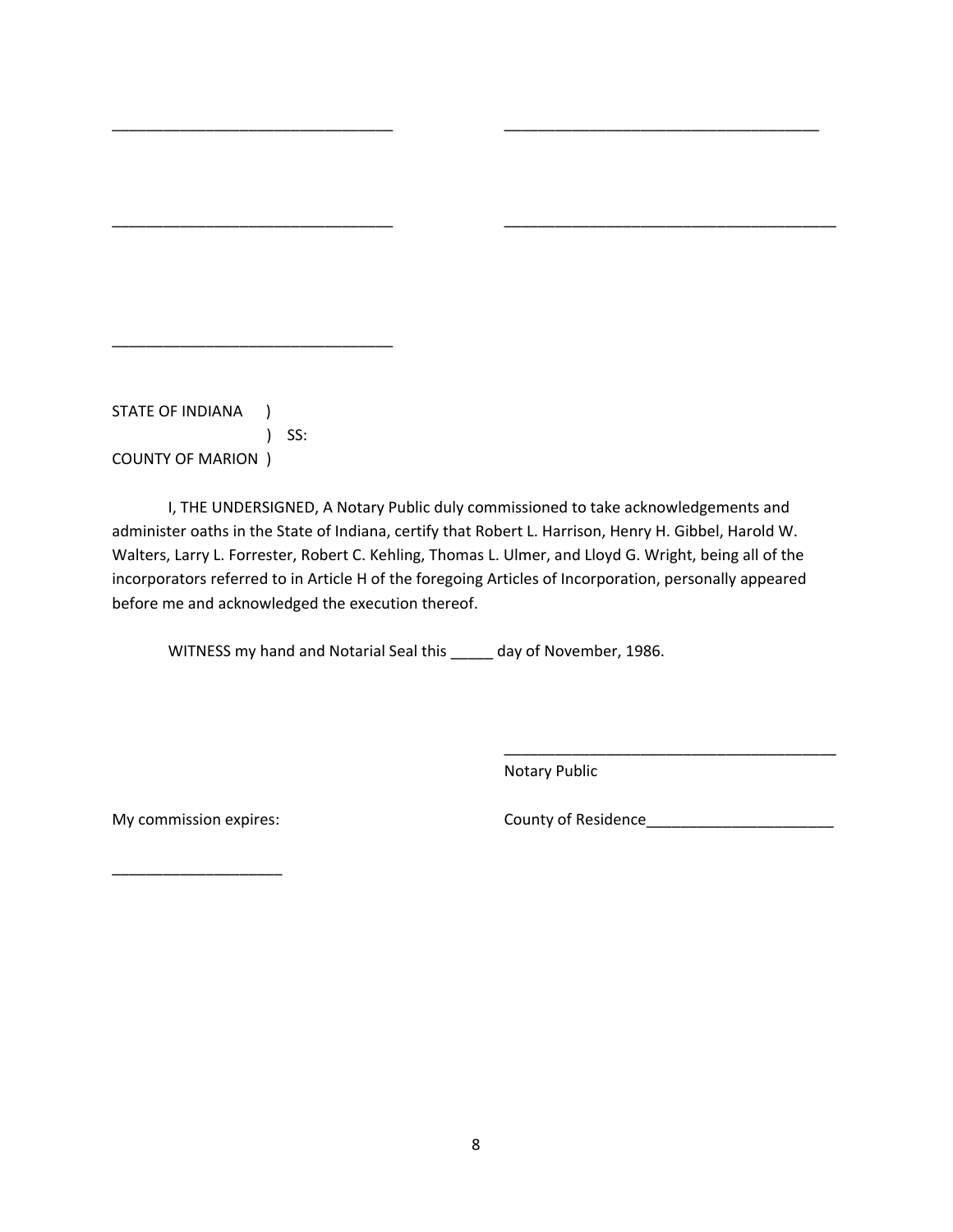\_\_\_\_\_\_\_\_\_\_\_\_\_\_\_\_\_\_\_\_\_\_\_\_\_\_\_\_\_\_\_\_\_\_ \_\_\_\_\_\_\_\_\_\_\_\_\_\_\_\_\_\_\_\_\_\_\_\_\_\_\_\_\_\_\_\_\_\_\_\_\_\_

\_\_\_\_\_\_\_\_\_\_\_\_\_\_\_\_\_\_\_\_\_\_\_\_\_\_\_\_\_\_\_\_\_\_ \_\_\_\_\_\_\_\_\_\_\_\_\_\_\_\_\_\_\_\_\_\_\_\_\_\_\_\_\_\_\_\_\_\_\_\_\_\_\_\_

\_\_\_\_\_\_\_\_\_\_\_\_\_\_\_\_\_\_\_\_\_\_\_\_\_\_\_\_\_\_\_\_\_\_

STATE OF INDIANA )
) SS:
COUNTY OF MARION )

I, THE UNDERSIGNED, A Notary Public duly commissioned to take acknowledgements and administer oaths in the State of Indiana, certify that Robert L. Harrison, Henry H. Gibbel, Harold W. Walters, Larry L. Forrester, Robert C. Kehling, Thomas L. Ulmer, and Lloyd G. Wright, being all of the incorporators referred to in Article H of the foregoing Articles of Incorporation, personally appeared before me and acknowledged the execution thereof.

WITNESS my hand and Notarial Seal this \_\_\_\_\_ day of November, 1986.

\_\_\_\_\_\_\_\_\_\_\_\_\_\_\_\_\_\_\_\_\_\_\_\_\_\_\_\_\_\_\_\_\_\_\_\_\_\_\_\_
Notary Public

My commission expires: County of Residence\_\_\_\_\_\_\_\_\_\_\_\_\_\_\_\_\_\_\_\_\_\_

\_\_\_\_\_\_\_\_\_\_\_\_\_\_\_\_\_\_\_\_